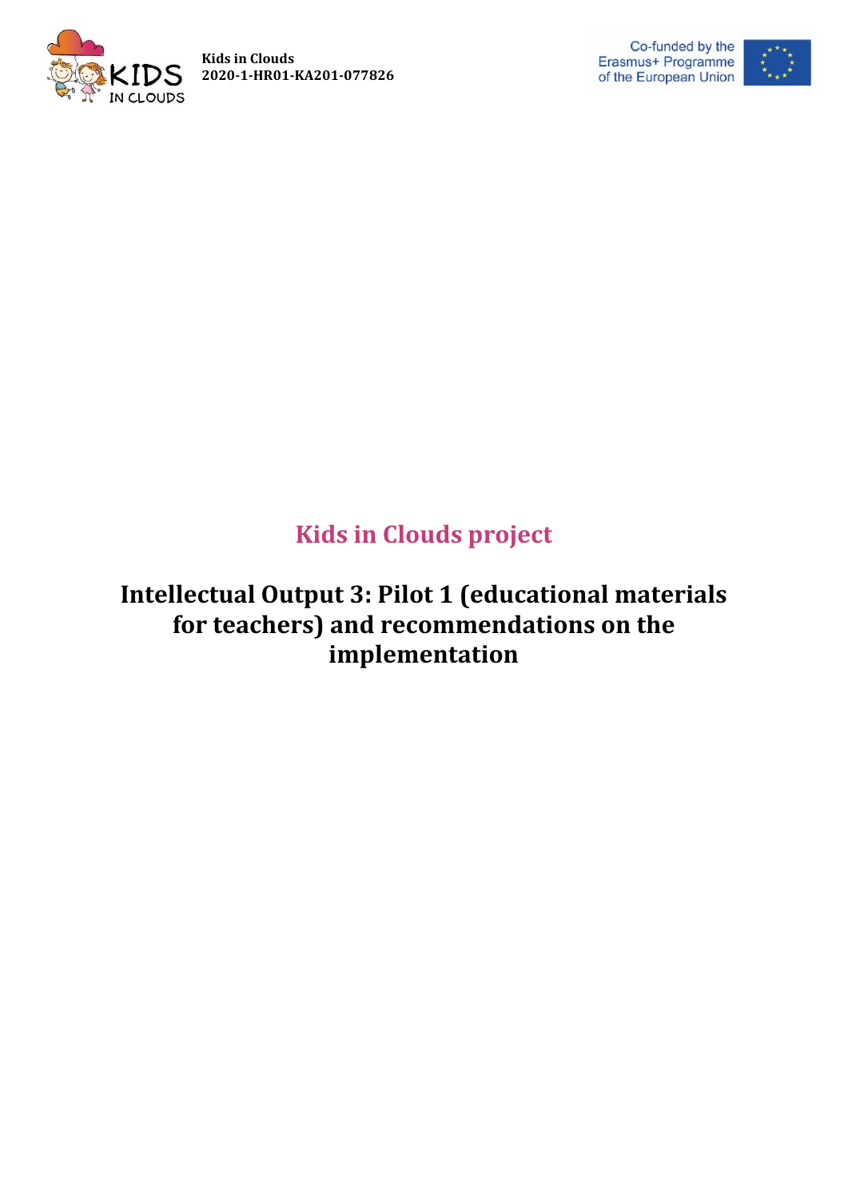# Kids in Clouds project

## Intellectual Output 3: Pilot 1 (educational materials for teachers) and recommendations on the implementation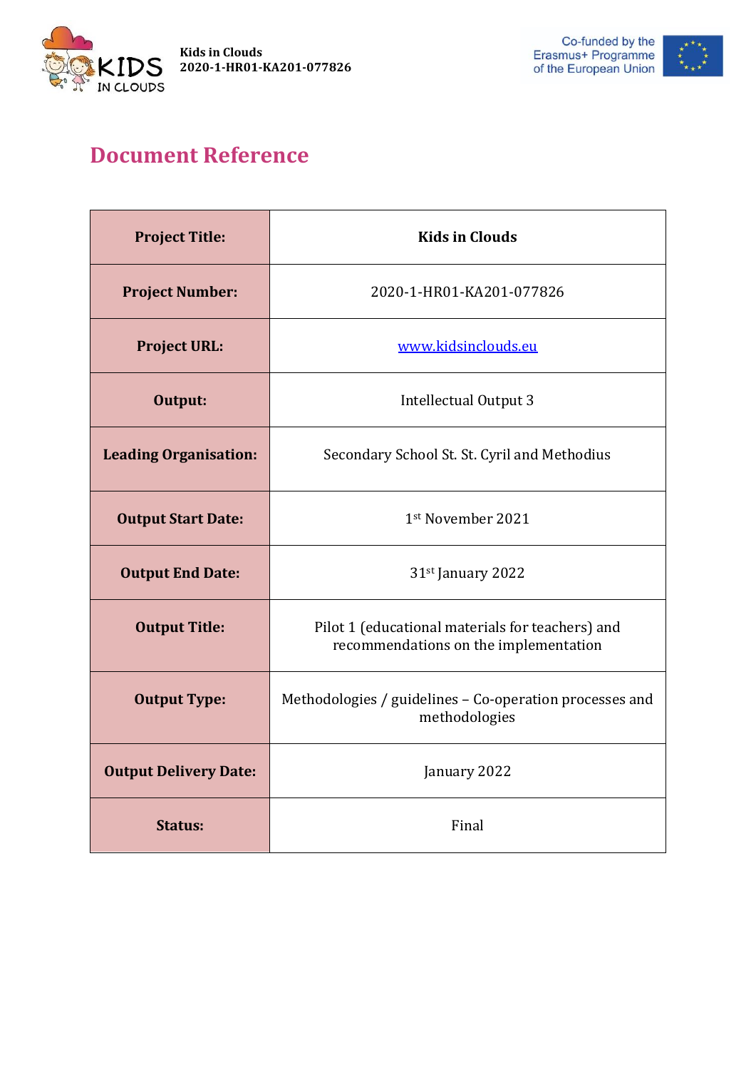# Document Reference

| Project Title: | Kids in Clouds |
|---|---|
| Project Number: | 2020-1-HR01-KA201-077826 |
| Project URL: | www.kidsinclouds.eu |
| Output: | Intellectual Output 3 |
| Leading Organisation: | Secondary School St. St. Cyril and Methodius |
| Output Start Date: | 1st November 2021 |
| Output End Date: | 31st January 2022 |
| Output Title: | Pilot 1 (educational materials for teachers) and recommendations on the implementation |
| Output Type: | Methodologies / guidelines – Co-operation processes and methodologies |
| Output Delivery Date: | January 2022 |
| Status: | Final |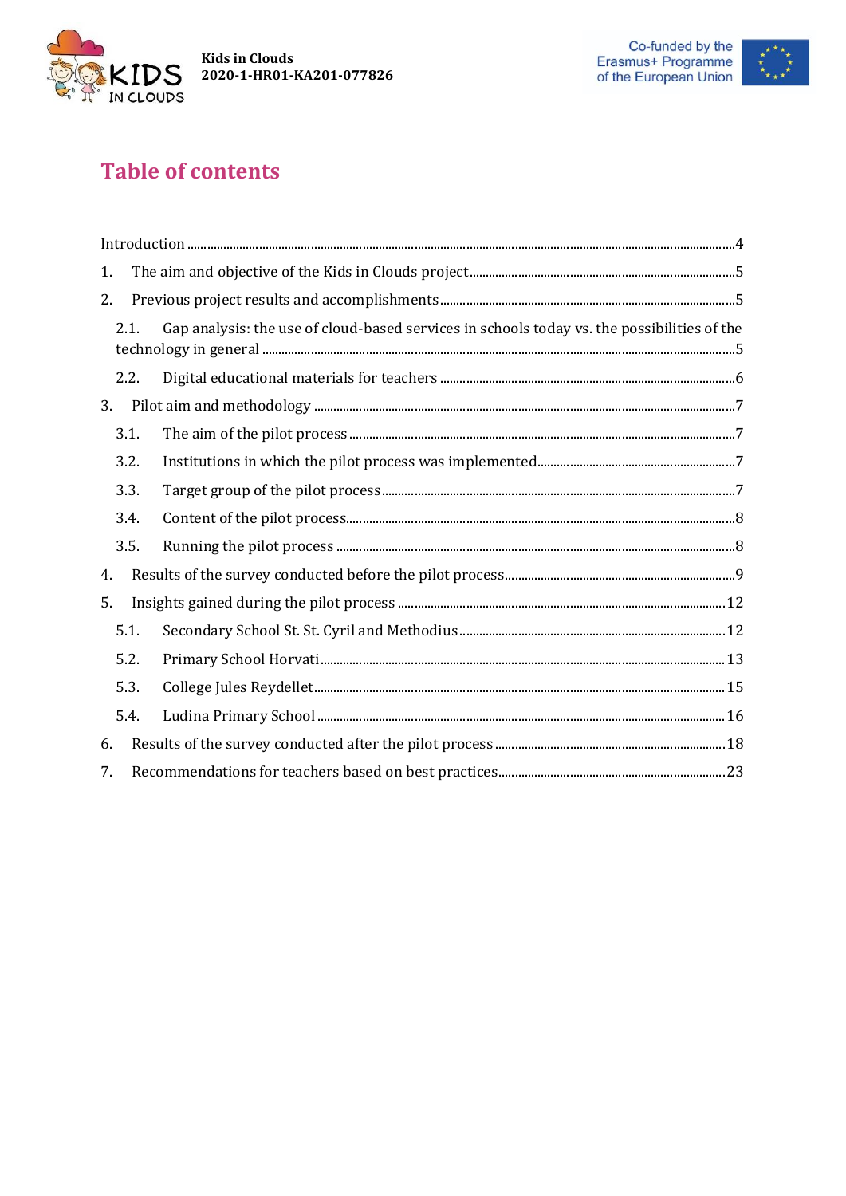# Table of contents

Introduction ....4

1. The aim and objective of the Kids in Clouds project ....5
2. Previous project results and accomplishments ....5
   - 2.1. Gap analysis: the use of cloud-based services in schools today vs. the possibilities of the technology in general ....5
   - 2.2. Digital educational materials for teachers ....6
3. Pilot aim and methodology ....7
   - 3.1. The aim of the pilot process ....7
   - 3.2. Institutions in which the pilot process was implemented ....7
   - 3.3. Target group of the pilot process ....7
   - 3.4. Content of the pilot process ....8
   - 3.5. Running the pilot process ....8
4. Results of the survey conducted before the pilot process ....9
5. Insights gained during the pilot process ....12
   - 5.1. Secondary School St. St. Cyril and Methodius ....12
   - 5.2. Primary School Horvati ....13
   - 5.3. College Jules Reydellet ....15
   - 5.4. Ludina Primary School ....16
6. Results of the survey conducted after the pilot process ....18
7. Recommendations for teachers based on best practices ....23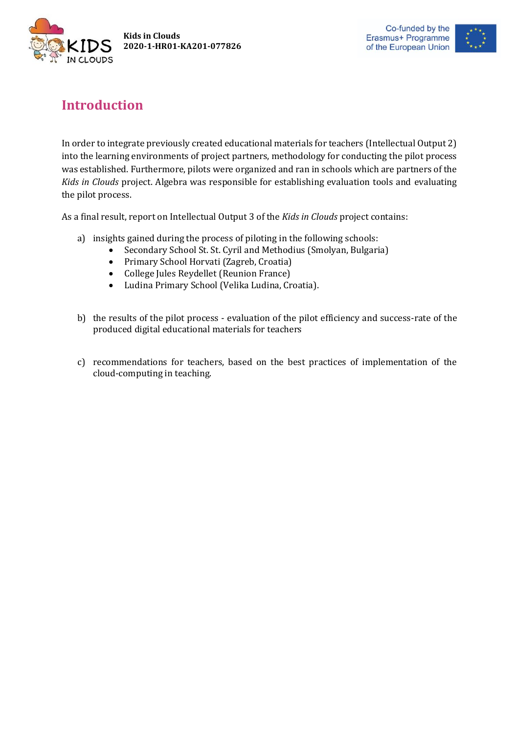# Introduction

In order to integrate previously created educational materials for teachers (Intellectual Output 2) into the learning environments of project partners, methodology for conducting the pilot process was established. Furthermore, pilots were organized and ran in schools which are partners of the *Kids in Clouds* project. Algebra was responsible for establishing evaluation tools and evaluating the pilot process.

As a final result, report on Intellectual Output 3 of the *Kids in Clouds* project contains:

a) insights gained during the process of piloting in the following schools:
   - Secondary School St. St. Cyril and Methodius (Smolyan, Bulgaria)
   - Primary School Horvati (Zagreb, Croatia)
   - College Jules Reydellet (Reunion France)
   - Ludina Primary School (Velika Ludina, Croatia).

b) the results of the pilot process - evaluation of the pilot efficiency and success-rate of the produced digital educational materials for teachers

c) recommendations for teachers, based on the best practices of implementation of the cloud-computing in teaching.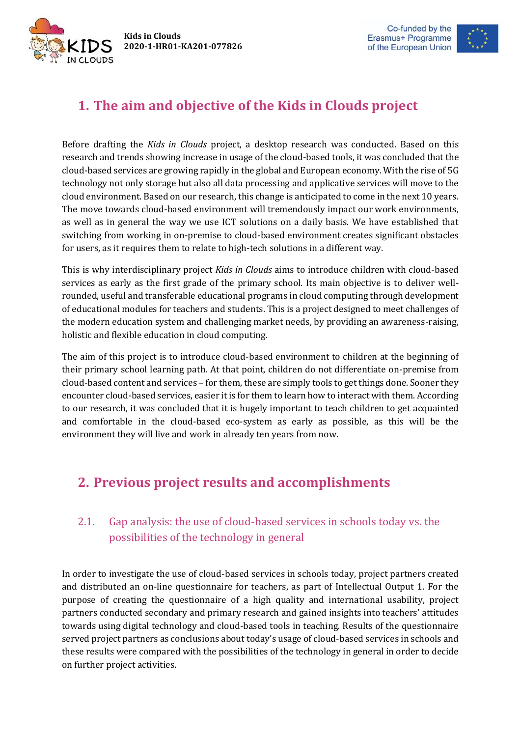# 1. The aim and objective of the Kids in Clouds project

Before drafting the *Kids in Clouds* project, a desktop research was conducted. Based on this research and trends showing increase in usage of the cloud-based tools, it was concluded that the cloud-based services are growing rapidly in the global and European economy. With the rise of 5G technology not only storage but also all data processing and applicative services will move to the cloud environment. Based on our research, this change is anticipated to come in the next 10 years. The move towards cloud-based environment will tremendously impact our work environments, as well as in general the way we use ICT solutions on a daily basis. We have established that switching from working in on-premise to cloud-based environment creates significant obstacles for users, as it requires them to relate to high-tech solutions in a different way.

This is why interdisciplinary project *Kids in Clouds* aims to introduce children with cloud-based services as early as the first grade of the primary school. Its main objective is to deliver well-rounded, useful and transferable educational programs in cloud computing through development of educational modules for teachers and students. This is a project designed to meet challenges of the modern education system and challenging market needs, by providing an awareness-raising, holistic and flexible education in cloud computing.

The aim of this project is to introduce cloud-based environment to children at the beginning of their primary school learning path. At that point, children do not differentiate on-premise from cloud-based content and services – for them, these are simply tools to get things done. Sooner they encounter cloud-based services, easier it is for them to learn how to interact with them. According to our research, it was concluded that it is hugely important to teach children to get acquainted and comfortable in the cloud-based eco-system as early as possible, as this will be the environment they will live and work in already ten years from now.

# 2. Previous project results and accomplishments

## 2.1. Gap analysis: the use of cloud-based services in schools today vs. the possibilities of the technology in general

In order to investigate the use of cloud-based services in schools today, project partners created and distributed an on-line questionnaire for teachers, as part of Intellectual Output 1. For the purpose of creating the questionnaire of a high quality and international usability, project partners conducted secondary and primary research and gained insights into teachers' attitudes towards using digital technology and cloud-based tools in teaching. Results of the questionnaire served project partners as conclusions about today's usage of cloud-based services in schools and these results were compared with the possibilities of the technology in general in order to decide on further project activities.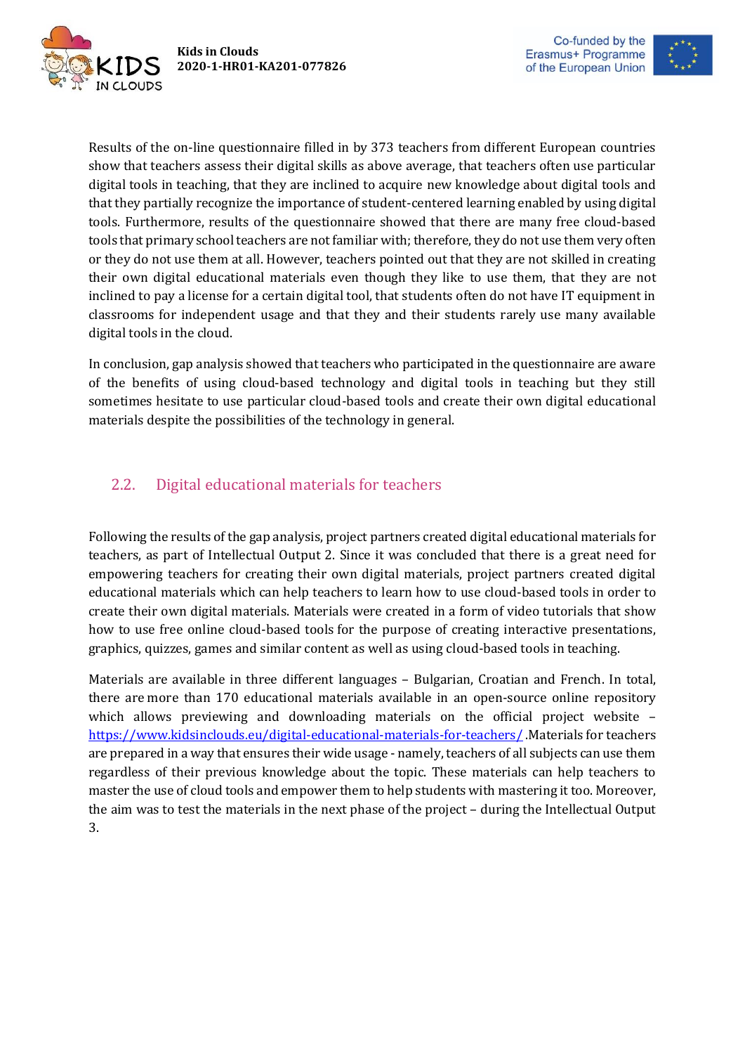Results of the on-line questionnaire filled in by 373 teachers from different European countries show that teachers assess their digital skills as above average, that teachers often use particular digital tools in teaching, that they are inclined to acquire new knowledge about digital tools and that they partially recognize the importance of student-centered learning enabled by using digital tools. Furthermore, results of the questionnaire showed that there are many free cloud-based tools that primary school teachers are not familiar with; therefore, they do not use them very often or they do not use them at all. However, teachers pointed out that they are not skilled in creating their own digital educational materials even though they like to use them, that they are not inclined to pay a license for a certain digital tool, that students often do not have IT equipment in classrooms for independent usage and that they and their students rarely use many available digital tools in the cloud.

In conclusion, gap analysis showed that teachers who participated in the questionnaire are aware of the benefits of using cloud-based technology and digital tools in teaching but they still sometimes hesitate to use particular cloud-based tools and create their own digital educational materials despite the possibilities of the technology in general.

## 2.2. Digital educational materials for teachers

Following the results of the gap analysis, project partners created digital educational materials for teachers, as part of Intellectual Output 2. Since it was concluded that there is a great need for empowering teachers for creating their own digital materials, project partners created digital educational materials which can help teachers to learn how to use cloud-based tools in order to create their own digital materials. Materials were created in a form of video tutorials that show how to use free online cloud-based tools for the purpose of creating interactive presentations, graphics, quizzes, games and similar content as well as using cloud-based tools in teaching.

Materials are available in three different languages – Bulgarian, Croatian and French. In total, there are more than 170 educational materials available in an open-source online repository which allows previewing and downloading materials on the official project website – https://www.kidsinclouds.eu/digital-educational-materials-for-teachers/ .Materials for teachers are prepared in a way that ensures their wide usage - namely, teachers of all subjects can use them regardless of their previous knowledge about the topic. These materials can help teachers to master the use of cloud tools and empower them to help students with mastering it too. Moreover, the aim was to test the materials in the next phase of the project – during the Intellectual Output 3.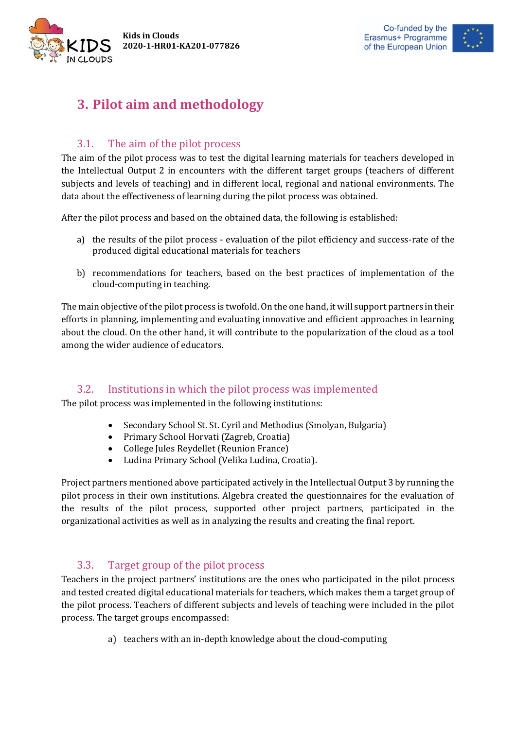# 3. Pilot aim and methodology

## 3.1. The aim of the pilot process

The aim of the pilot process was to test the digital learning materials for teachers developed in the Intellectual Output 2 in encounters with the different target groups (teachers of different subjects and levels of teaching) and in different local, regional and national environments. The data about the effectiveness of learning during the pilot process was obtained.

After the pilot process and based on the obtained data, the following is established:

a) the results of the pilot process - evaluation of the pilot efficiency and success-rate of the produced digital educational materials for teachers

b) recommendations for teachers, based on the best practices of implementation of the cloud-computing in teaching.

The main objective of the pilot process is twofold. On the one hand, it will support partners in their efforts in planning, implementing and evaluating innovative and efficient approaches in learning about the cloud. On the other hand, it will contribute to the popularization of the cloud as a tool among the wider audience of educators.

## 3.2. Institutions in which the pilot process was implemented

The pilot process was implemented in the following institutions:

- Secondary School St. St. Cyril and Methodius (Smolyan, Bulgaria)
- Primary School Horvati (Zagreb, Croatia)
- College Jules Reydellet (Reunion France)
- Ludina Primary School (Velika Ludina, Croatia).

Project partners mentioned above participated actively in the Intellectual Output 3 by running the pilot process in their own institutions. Algebra created the questionnaires for the evaluation of the results of the pilot process, supported other project partners, participated in the organizational activities as well as in analyzing the results and creating the final report.

## 3.3. Target group of the pilot process

Teachers in the project partners' institutions are the ones who participated in the pilot process and tested created digital educational materials for teachers, which makes them a target group of the pilot process. Teachers of different subjects and levels of teaching were included in the pilot process. The target groups encompassed:

a) teachers with an in-depth knowledge about the cloud-computing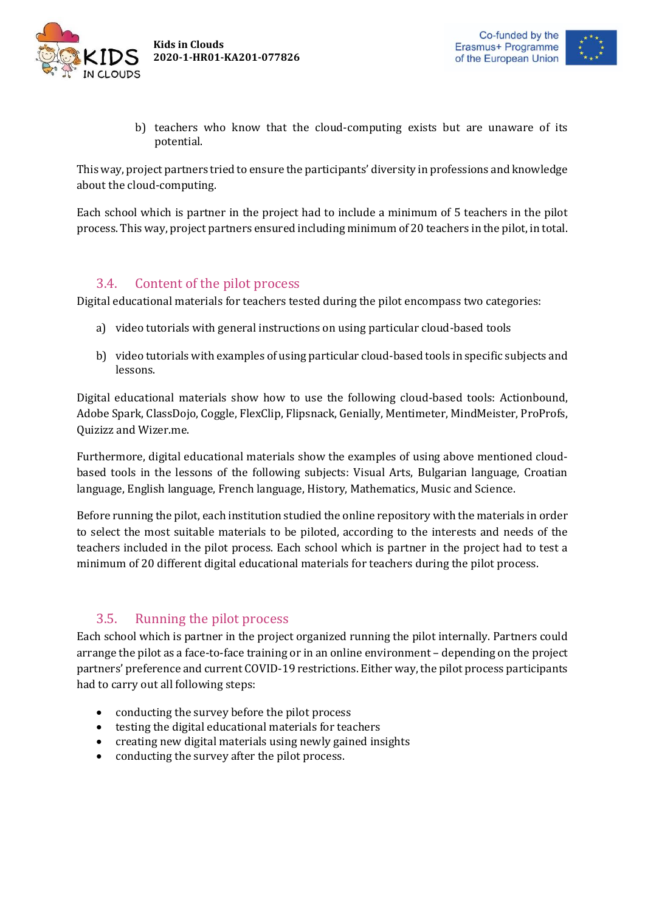b) teachers who know that the cloud-computing exists but are unaware of its potential.

This way, project partners tried to ensure the participants' diversity in professions and knowledge about the cloud-computing.

Each school which is partner in the project had to include a minimum of 5 teachers in the pilot process. This way, project partners ensured including minimum of 20 teachers in the pilot, in total.

## 3.4. Content of the pilot process

Digital educational materials for teachers tested during the pilot encompass two categories:

a) video tutorials with general instructions on using particular cloud-based tools

b) video tutorials with examples of using particular cloud-based tools in specific subjects and lessons.

Digital educational materials show how to use the following cloud-based tools: Actionbound, Adobe Spark, ClassDojo, Coggle, FlexClip, Flipsnack, Genially, Mentimeter, MindMeister, ProProfs, Quizizz and Wizer.me.

Furthermore, digital educational materials show the examples of using above mentioned cloud-based tools in the lessons of the following subjects: Visual Arts, Bulgarian language, Croatian language, English language, French language, History, Mathematics, Music and Science.

Before running the pilot, each institution studied the online repository with the materials in order to select the most suitable materials to be piloted, according to the interests and needs of the teachers included in the pilot process. Each school which is partner in the project had to test a minimum of 20 different digital educational materials for teachers during the pilot process.

## 3.5. Running the pilot process

Each school which is partner in the project organized running the pilot internally. Partners could arrange the pilot as a face-to-face training or in an online environment – depending on the project partners' preference and current COVID-19 restrictions. Either way, the pilot process participants had to carry out all following steps:

- conducting the survey before the pilot process
- testing the digital educational materials for teachers
- creating new digital materials using newly gained insights
- conducting the survey after the pilot process.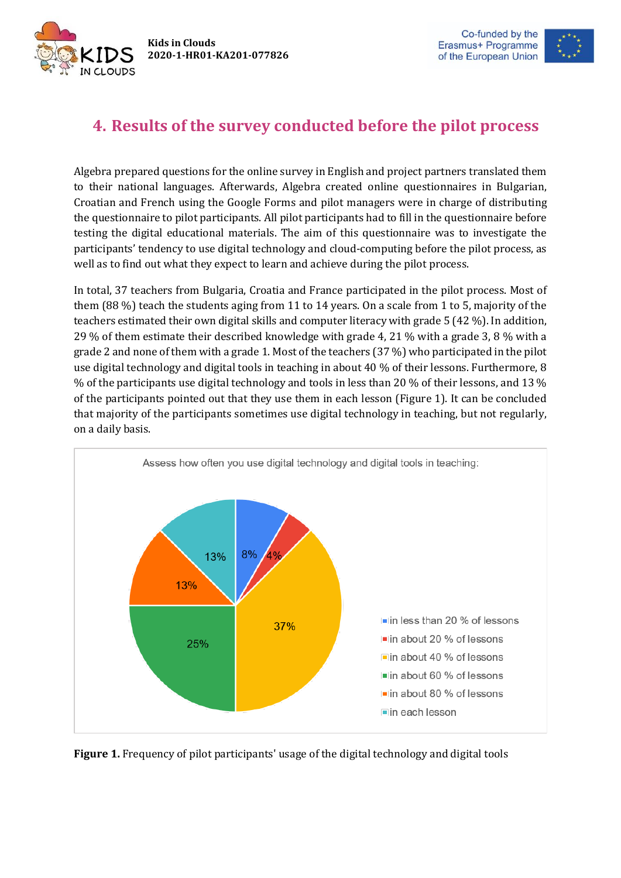# 4. Results of the survey conducted before the pilot process

Algebra prepared questions for the online survey in English and project partners translated them to their national languages. Afterwards, Algebra created online questionnaires in Bulgarian, Croatian and French using the Google Forms and pilot managers were in charge of distributing the questionnaire to pilot participants. All pilot participants had to fill in the questionnaire before testing the digital educational materials. The aim of this questionnaire was to investigate the participants' tendency to use digital technology and cloud-computing before the pilot process, as well as to find out what they expect to learn and achieve during the pilot process.

In total, 37 teachers from Bulgaria, Croatia and France participated in the pilot process. Most of them (88 %) teach the students aging from 11 to 14 years. On a scale from 1 to 5, majority of the teachers estimated their own digital skills and computer literacy with grade 5 (42 %). In addition, 29 % of them estimate their described knowledge with grade 4, 21 % with a grade 3, 8 % with a grade 2 and none of them with a grade 1. Most of the teachers (37 %) who participated in the pilot use digital technology and digital tools in teaching in about 40 % of their lessons. Furthermore, 8 % of the participants use digital technology and tools in less than 20 % of their lessons, and 13 % of the participants pointed out that they use them in each lesson (Figure 1). It can be concluded that majority of the participants sometimes use digital technology in teaching, but not regularly, on a daily basis.

Assess how often you use digital technology and digital tools in teaching:

| Answer | Share |
|---|---|
| in less than 20 % of lessons | 8% |
| in about 20 % of lessons | 4% |
| in about 40 % of lessons | 37% |
| in about 60 % of lessons | 25% |
| in about 80 % of lessons | 13% |
| in each lesson | 13% |

**Figure 1.** Frequency of pilot participants' usage of the digital technology and digital tools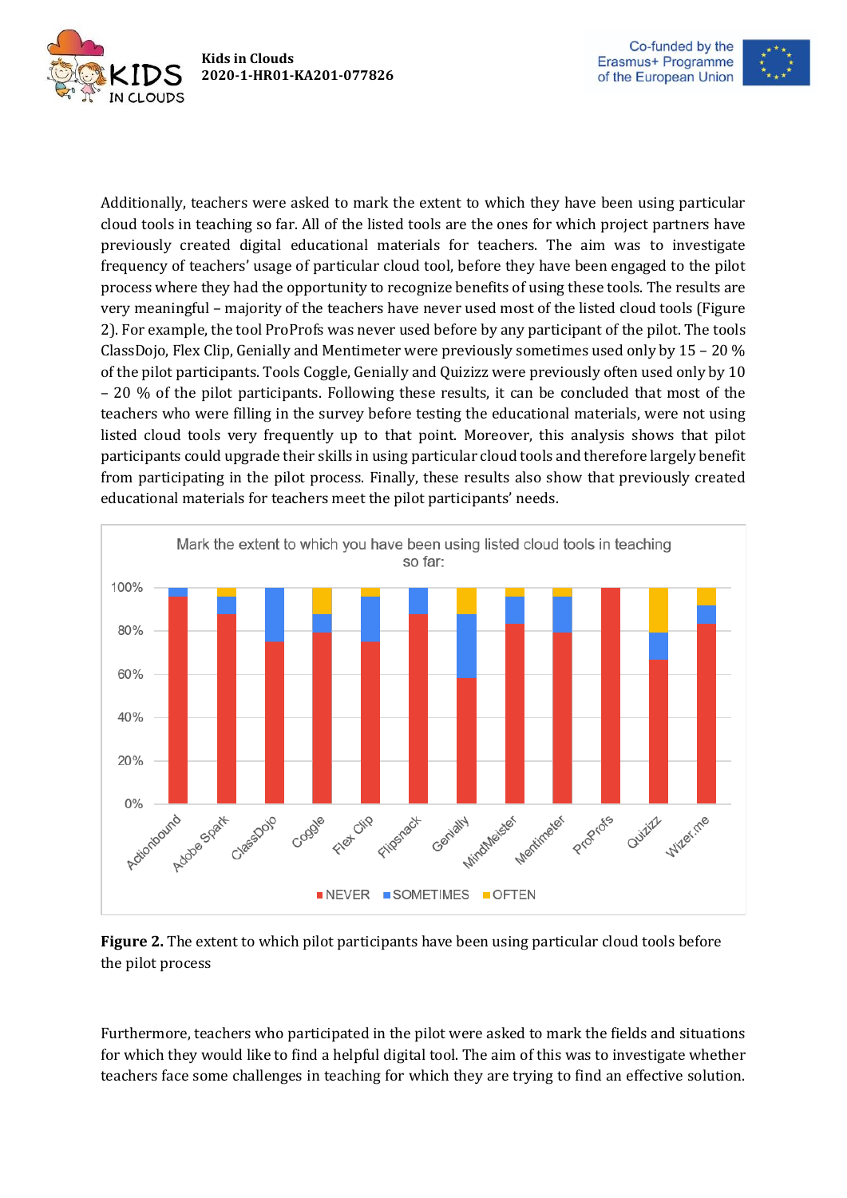Additionally, teachers were asked to mark the extent to which they have been using particular cloud tools in teaching so far. All of the listed tools are the ones for which project partners have previously created digital educational materials for teachers. The aim was to investigate frequency of teachers' usage of particular cloud tool, before they have been engaged to the pilot process where they had the opportunity to recognize benefits of using these tools. The results are very meaningful – majority of the teachers have never used most of the listed cloud tools (Figure 2). For example, the tool ProProfs was never used before by any participant of the pilot. The tools ClassDojo, Flex Clip, Genially and Mentimeter were previously sometimes used only by 15 – 20 % of the pilot participants. Tools Coggle, Genially and Quizizz were previously often used only by 10 – 20 % of the pilot participants. Following these results, it can be concluded that most of the teachers who were filling in the survey before testing the educational materials, were not using listed cloud tools very frequently up to that point. Moreover, this analysis shows that pilot participants could upgrade their skills in using particular cloud tools and therefore largely benefit from participating in the pilot process. Finally, these results also show that previously created educational materials for teachers meet the pilot participants' needs.

**Figure 2.** The extent to which pilot participants have been using particular cloud tools before the pilot process

Furthermore, teachers who participated in the pilot were asked to mark the fields and situations for which they would like to find a helpful digital tool. The aim of this was to investigate whether teachers face some challenges in teaching for which they are trying to find an effective solution.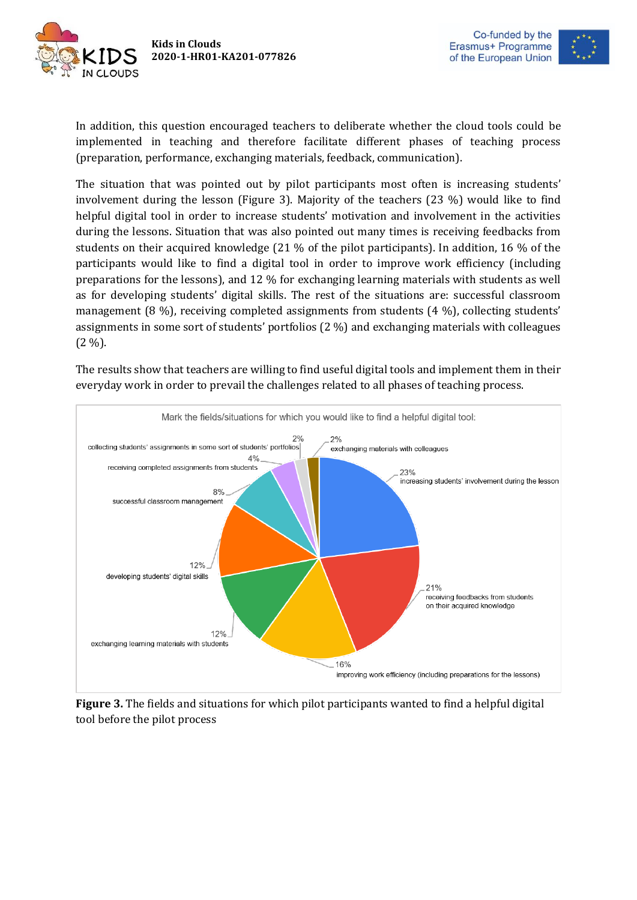In addition, this question encouraged teachers to deliberate whether the cloud tools could be implemented in teaching and therefore facilitate different phases of teaching process (preparation, performance, exchanging materials, feedback, communication).

The situation that was pointed out by pilot participants most often is increasing students' involvement during the lesson (Figure 3). Majority of the teachers (23 %) would like to find helpful digital tool in order to increase students' motivation and involvement in the activities during the lessons. Situation that was also pointed out many times is receiving feedbacks from students on their acquired knowledge (21 % of the pilot participants). In addition, 16 % of the participants would like to find a digital tool in order to improve work efficiency (including preparations for the lessons), and 12 % for exchanging learning materials with students as well as for developing students' digital skills. The rest of the situations are: successful classroom management (8 %), receiving completed assignments from students (4 %), collecting students' assignments in some sort of students' portfolios (2 %) and exchanging materials with colleagues (2 %).

The results show that teachers are willing to find useful digital tools and implement them in their everyday work in order to prevail the challenges related to all phases of teaching process.

Mark the fields/situations for which you would like to find a helpful digital tool:

- 23% increasing students' involvement during the lesson
- 21% receiving feedbacks from students on their acquired knowledge
- 16% improving work efficiency (including preparations for the lessons)
- 12% exchanging learning materials with students
- 12% developing students' digital skills
- 8% successful classroom management
- 4% receiving completed assignments from students
- 2% collecting students' assignments in some sort of students' portfolios
- 2% exchanging materials with colleagues

**Figure 3.** The fields and situations for which pilot participants wanted to find a helpful digital tool before the pilot process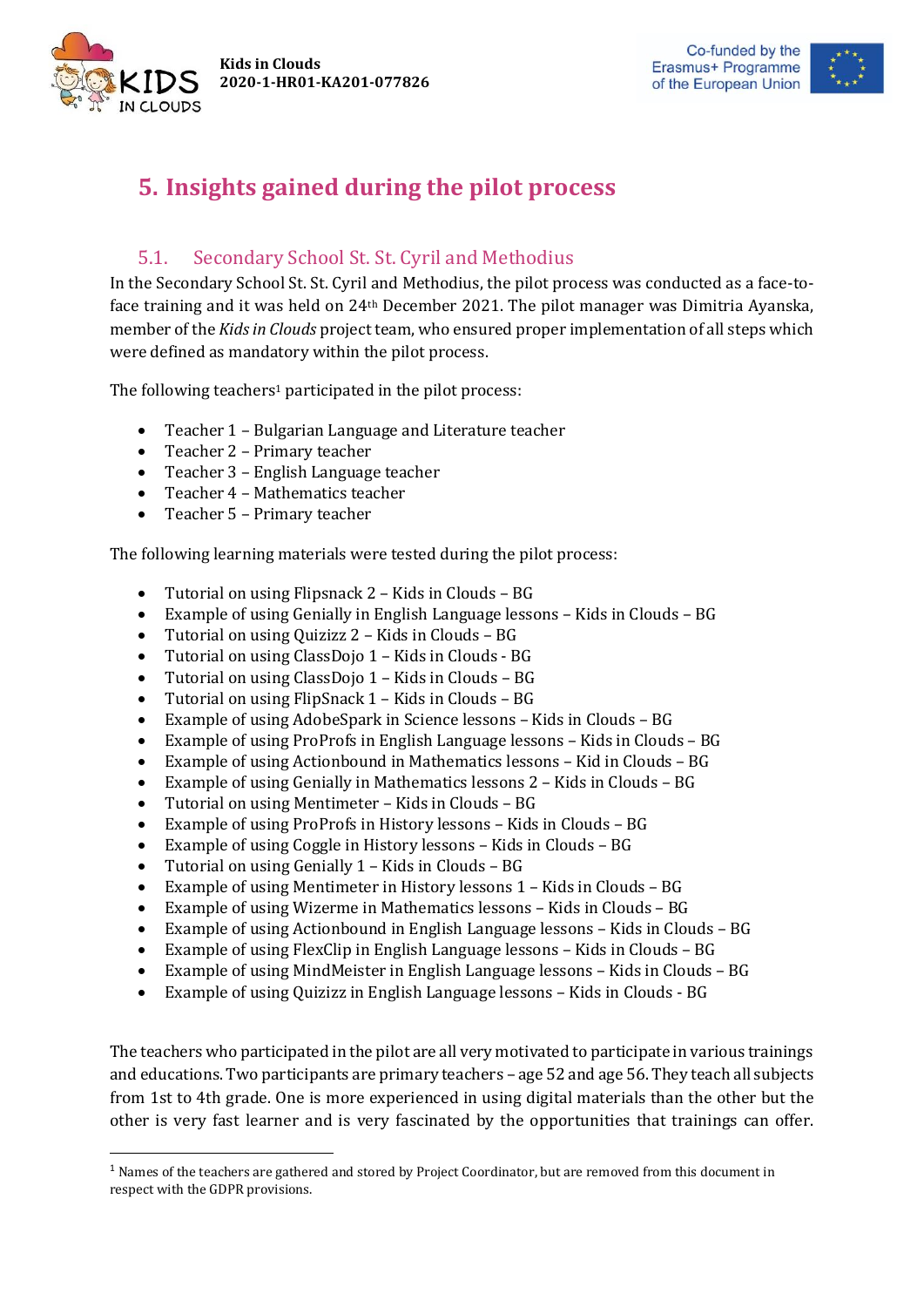# 5. Insights gained during the pilot process

## 5.1. Secondary School St. St. Cyril and Methodius

In the Secondary School St. St. Cyril and Methodius, the pilot process was conducted as a face-to-face training and it was held on 24th December 2021. The pilot manager was Dimitria Ayanska, member of the *Kids in Clouds* project team, who ensured proper implementation of all steps which were defined as mandatory within the pilot process.

The following teachers[1] participated in the pilot process:

- Teacher 1 – Bulgarian Language and Literature teacher
- Teacher 2 – Primary teacher
- Teacher 3 – English Language teacher
- Teacher 4 – Mathematics teacher
- Teacher 5 – Primary teacher

The following learning materials were tested during the pilot process:

- Tutorial on using Flipsnack 2 – Kids in Clouds – BG
- Example of using Genially in English Language lessons – Kids in Clouds – BG
- Tutorial on using Quizizz 2 – Kids in Clouds – BG
- Tutorial on using ClassDojo 1 – Kids in Clouds - BG
- Tutorial on using ClassDojo 1 – Kids in Clouds – BG
- Tutorial on using FlipSnack 1 – Kids in Clouds – BG
- Example of using AdobeSpark in Science lessons – Kids in Clouds – BG
- Example of using ProProfs in English Language lessons – Kids in Clouds – BG
- Example of using Actionbound in Mathematics lessons – Kid in Clouds – BG
- Example of using Genially in Mathematics lessons 2 – Kids in Clouds – BG
- Tutorial on using Mentimeter – Kids in Clouds – BG
- Example of using ProProfs in History lessons – Kids in Clouds – BG
- Example of using Coggle in History lessons – Kids in Clouds – BG
- Tutorial on using Genially 1 – Kids in Clouds – BG
- Example of using Mentimeter in History lessons 1 – Kids in Clouds – BG
- Example of using Wizerme in Mathematics lessons – Kids in Clouds – BG
- Example of using Actionbound in English Language lessons – Kids in Clouds – BG
- Example of using FlexClip in English Language lessons – Kids in Clouds – BG
- Example of using MindMeister in English Language lessons – Kids in Clouds – BG
- Example of using Quizizz in English Language lessons – Kids in Clouds - BG

The teachers who participated in the pilot are all very motivated to participate in various trainings and educations. Two participants are primary teachers – age 52 and age 56. They teach all subjects from 1st to 4th grade. One is more experienced in using digital materials than the other but the other is very fast learner and is very fascinated by the opportunities that trainings can offer.

[1] Names of the teachers are gathered and stored by Project Coordinator, but are removed from this document in respect with the GDPR provisions.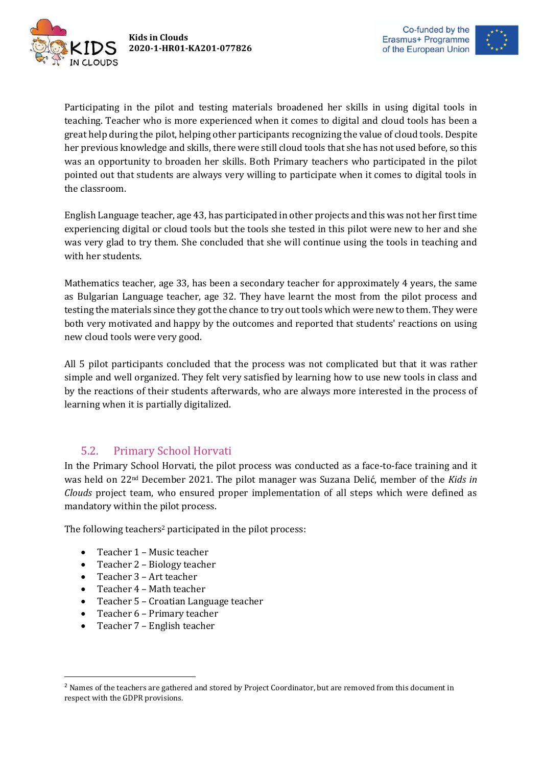Participating in the pilot and testing materials broadened her skills in using digital tools in teaching. Teacher who is more experienced when it comes to digital and cloud tools has been a great help during the pilot, helping other participants recognizing the value of cloud tools. Despite her previous knowledge and skills, there were still cloud tools that she has not used before, so this was an opportunity to broaden her skills. Both Primary teachers who participated in the pilot pointed out that students are always very willing to participate when it comes to digital tools in the classroom.

English Language teacher, age 43, has participated in other projects and this was not her first time experiencing digital or cloud tools but the tools she tested in this pilot were new to her and she was very glad to try them. She concluded that she will continue using the tools in teaching and with her students.

Mathematics teacher, age 33, has been a secondary teacher for approximately 4 years, the same as Bulgarian Language teacher, age 32. They have learnt the most from the pilot process and testing the materials since they got the chance to try out tools which were new to them. They were both very motivated and happy by the outcomes and reported that students' reactions on using new cloud tools were very good.

All 5 pilot participants concluded that the process was not complicated but that it was rather simple and well organized. They felt very satisfied by learning how to use new tools in class and by the reactions of their students afterwards, who are always more interested in the process of learning when it is partially digitalized.

## 5.2. Primary School Horvati

In the Primary School Horvati, the pilot process was conducted as a face-to-face training and it was held on 22nd December 2021. The pilot manager was Suzana Delić, member of the *Kids in Clouds* project team, who ensured proper implementation of all steps which were defined as mandatory within the pilot process.

The following teachers[2] participated in the pilot process:

- Teacher 1 – Music teacher
- Teacher 2 – Biology teacher
- Teacher 3 – Art teacher
- Teacher 4 – Math teacher
- Teacher 5 – Croatian Language teacher
- Teacher 6 – Primary teacher
- Teacher 7 – English teacher

[2] Names of the teachers are gathered and stored by Project Coordinator, but are removed from this document in respect with the GDPR provisions.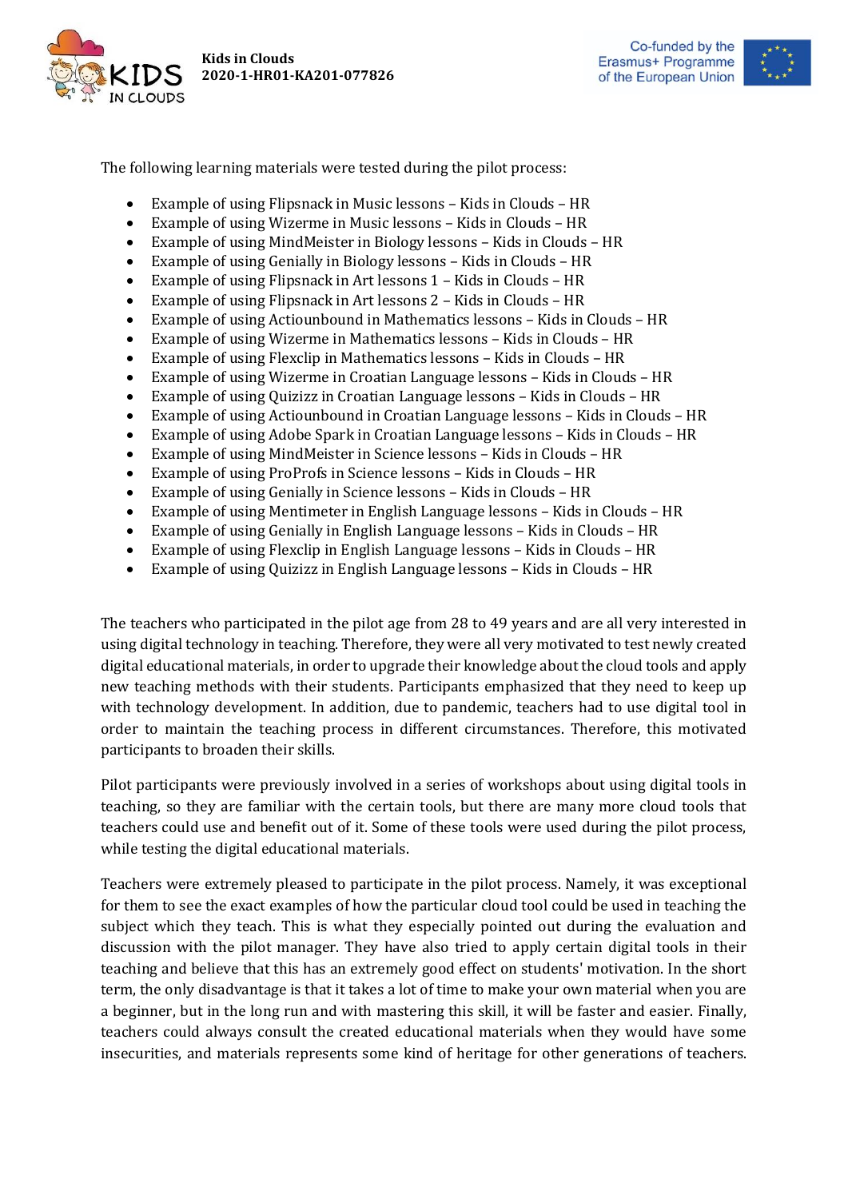The following learning materials were tested during the pilot process:

- Example of using Flipsnack in Music lessons – Kids in Clouds – HR
- Example of using Wizerme in Music lessons – Kids in Clouds – HR
- Example of using MindMeister in Biology lessons – Kids in Clouds – HR
- Example of using Genially in Biology lessons – Kids in Clouds – HR
- Example of using Flipsnack in Art lessons 1 – Kids in Clouds – HR
- Example of using Flipsnack in Art lessons 2 – Kids in Clouds – HR
- Example of using Actiounbound in Mathematics lessons – Kids in Clouds – HR
- Example of using Wizerme in Mathematics lessons – Kids in Clouds – HR
- Example of using Flexclip in Mathematics lessons – Kids in Clouds – HR
- Example of using Wizerme in Croatian Language lessons – Kids in Clouds – HR
- Example of using Quizizz in Croatian Language lessons – Kids in Clouds – HR
- Example of using Actiounbound in Croatian Language lessons – Kids in Clouds – HR
- Example of using Adobe Spark in Croatian Language lessons – Kids in Clouds – HR
- Example of using MindMeister in Science lessons – Kids in Clouds – HR
- Example of using ProProfs in Science lessons – Kids in Clouds – HR
- Example of using Genially in Science lessons – Kids in Clouds – HR
- Example of using Mentimeter in English Language lessons – Kids in Clouds – HR
- Example of using Genially in English Language lessons – Kids in Clouds – HR
- Example of using Flexclip in English Language lessons – Kids in Clouds – HR
- Example of using Quizizz in English Language lessons – Kids in Clouds – HR

The teachers who participated in the pilot age from 28 to 49 years and are all very interested in using digital technology in teaching. Therefore, they were all very motivated to test newly created digital educational materials, in order to upgrade their knowledge about the cloud tools and apply new teaching methods with their students. Participants emphasized that they need to keep up with technology development. In addition, due to pandemic, teachers had to use digital tool in order to maintain the teaching process in different circumstances. Therefore, this motivated participants to broaden their skills.

Pilot participants were previously involved in a series of workshops about using digital tools in teaching, so they are familiar with the certain tools, but there are many more cloud tools that teachers could use and benefit out of it. Some of these tools were used during the pilot process, while testing the digital educational materials.

Teachers were extremely pleased to participate in the pilot process. Namely, it was exceptional for them to see the exact examples of how the particular cloud tool could be used in teaching the subject which they teach. This is what they especially pointed out during the evaluation and discussion with the pilot manager. They have also tried to apply certain digital tools in their teaching and believe that this has an extremely good effect on students' motivation. In the short term, the only disadvantage is that it takes a lot of time to make your own material when you are a beginner, but in the long run and with mastering this skill, it will be faster and easier. Finally, teachers could always consult the created educational materials when they would have some insecurities, and materials represents some kind of heritage for other generations of teachers.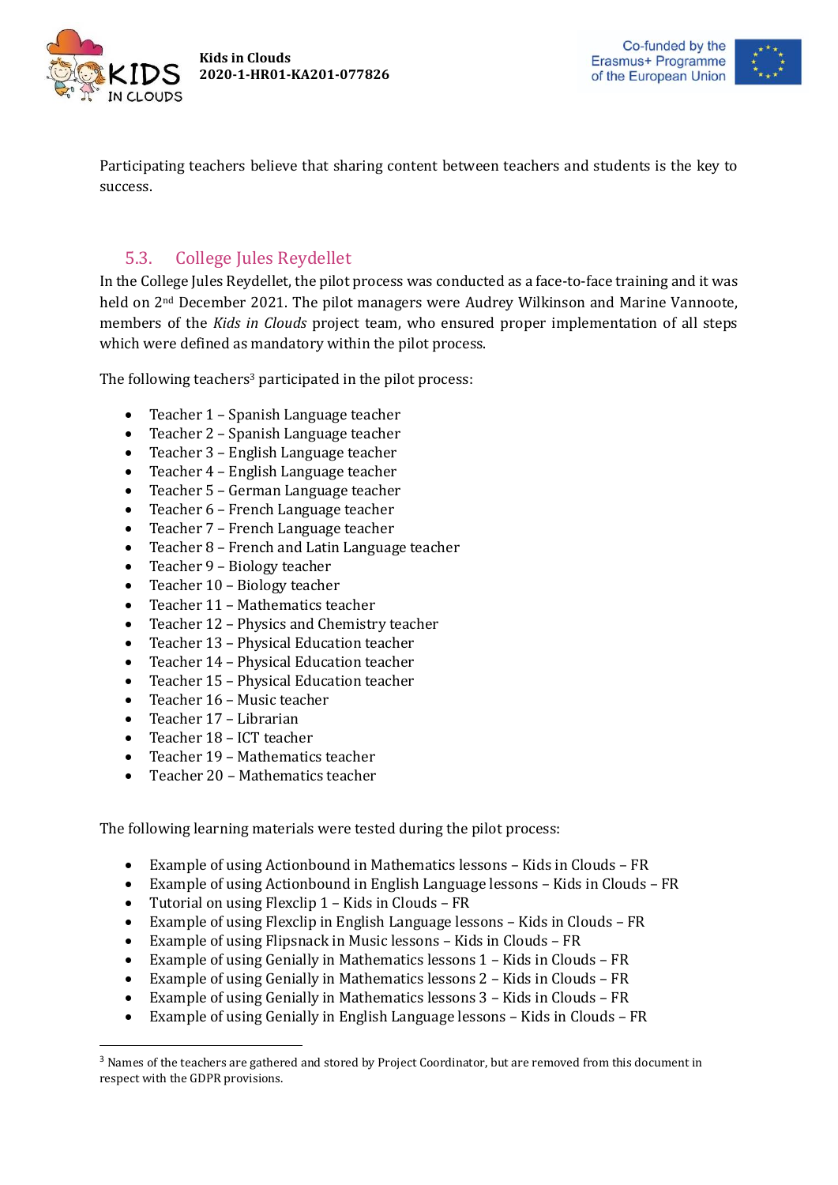Participating teachers believe that sharing content between teachers and students is the key to success.

## 5.3. College Jules Reydellet

In the College Jules Reydellet, the pilot process was conducted as a face-to-face training and it was held on 2nd December 2021. The pilot managers were Audrey Wilkinson and Marine Vannoote, members of the *Kids in Clouds* project team, who ensured proper implementation of all steps which were defined as mandatory within the pilot process.

The following teachers[3] participated in the pilot process:

- Teacher 1 – Spanish Language teacher
- Teacher 2 – Spanish Language teacher
- Teacher 3 – English Language teacher
- Teacher 4 – English Language teacher
- Teacher 5 – German Language teacher
- Teacher 6 – French Language teacher
- Teacher 7 – French Language teacher
- Teacher 8 – French and Latin Language teacher
- Teacher 9 – Biology teacher
- Teacher 10 – Biology teacher
- Teacher 11 – Mathematics teacher
- Teacher 12 – Physics and Chemistry teacher
- Teacher 13 – Physical Education teacher
- Teacher 14 – Physical Education teacher
- Teacher 15 – Physical Education teacher
- Teacher 16 – Music teacher
- Teacher 17 – Librarian
- Teacher 18 – ICT teacher
- Teacher 19 – Mathematics teacher
- Teacher 20 – Mathematics teacher

The following learning materials were tested during the pilot process:

- Example of using Actionbound in Mathematics lessons – Kids in Clouds – FR
- Example of using Actionbound in English Language lessons – Kids in Clouds – FR
- Tutorial on using Flexclip 1 – Kids in Clouds – FR
- Example of using Flexclip in English Language lessons – Kids in Clouds – FR
- Example of using Flipsnack in Music lessons – Kids in Clouds – FR
- Example of using Genially in Mathematics lessons 1 – Kids in Clouds – FR
- Example of using Genially in Mathematics lessons 2 – Kids in Clouds – FR
- Example of using Genially in Mathematics lessons 3 – Kids in Clouds – FR
- Example of using Genially in English Language lessons – Kids in Clouds – FR

[3] Names of the teachers are gathered and stored by Project Coordinator, but are removed from this document in respect with the GDPR provisions.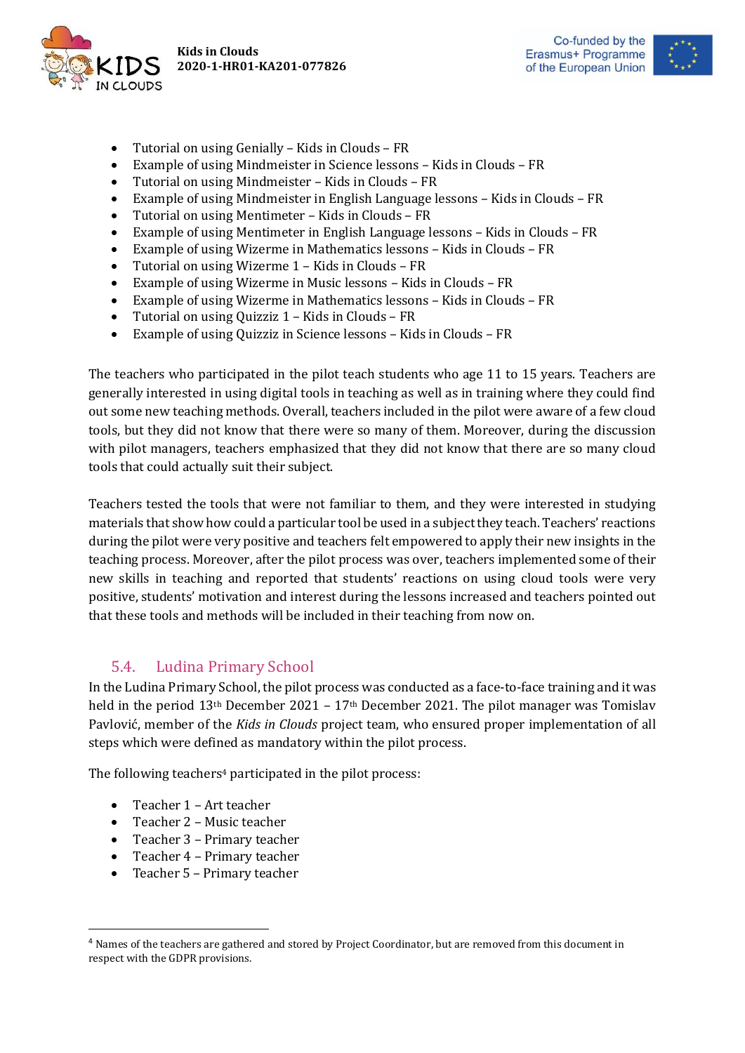- Tutorial on using Genially – Kids in Clouds – FR
- Example of using Mindmeister in Science lessons – Kids in Clouds – FR
- Tutorial on using Mindmeister – Kids in Clouds – FR
- Example of using Mindmeister in English Language lessons – Kids in Clouds – FR
- Tutorial on using Mentimeter – Kids in Clouds – FR
- Example of using Mentimeter in English Language lessons – Kids in Clouds – FR
- Example of using Wizerme in Mathematics lessons – Kids in Clouds – FR
- Tutorial on using Wizerme 1 – Kids in Clouds – FR
- Example of using Wizerme in Music lessons – Kids in Clouds – FR
- Example of using Wizerme in Mathematics lessons – Kids in Clouds – FR
- Tutorial on using Quizziz 1 – Kids in Clouds – FR
- Example of using Quizziz in Science lessons – Kids in Clouds – FR

The teachers who participated in the pilot teach students who age 11 to 15 years. Teachers are generally interested in using digital tools in teaching as well as in training where they could find out some new teaching methods. Overall, teachers included in the pilot were aware of a few cloud tools, but they did not know that there were so many of them. Moreover, during the discussion with pilot managers, teachers emphasized that they did not know that there are so many cloud tools that could actually suit their subject.

Teachers tested the tools that were not familiar to them, and they were interested in studying materials that show how could a particular tool be used in a subject they teach. Teachers' reactions during the pilot were very positive and teachers felt empowered to apply their new insights in the teaching process. Moreover, after the pilot process was over, teachers implemented some of their new skills in teaching and reported that students' reactions on using cloud tools were very positive, students' motivation and interest during the lessons increased and teachers pointed out that these tools and methods will be included in their teaching from now on.

## 5.4. Ludina Primary School

In the Ludina Primary School, the pilot process was conducted as a face-to-face training and it was held in the period 13th December 2021 – 17th December 2021. The pilot manager was Tomislav Pavlović, member of the *Kids in Clouds* project team, who ensured proper implementation of all steps which were defined as mandatory within the pilot process.

The following teachers[4] participated in the pilot process:

- Teacher 1 – Art teacher
- Teacher 2 – Music teacher
- Teacher 3 – Primary teacher
- Teacher 4 – Primary teacher
- Teacher 5 – Primary teacher

[4] Names of the teachers are gathered and stored by Project Coordinator, but are removed from this document in respect with the GDPR provisions.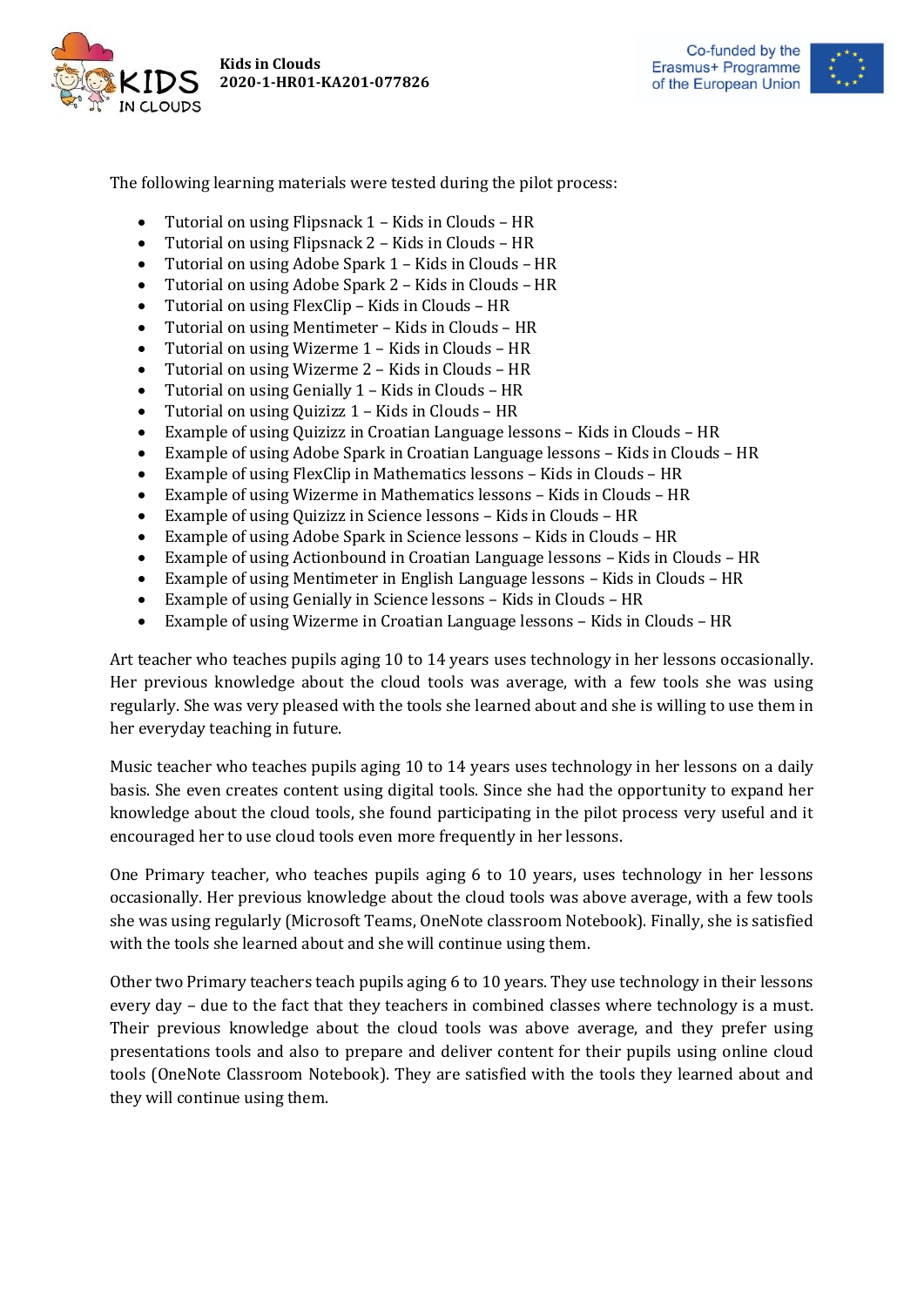The following learning materials were tested during the pilot process:

- Tutorial on using Flipsnack 1 – Kids in Clouds – HR
- Tutorial on using Flipsnack 2 – Kids in Clouds – HR
- Tutorial on using Adobe Spark 1 – Kids in Clouds – HR
- Tutorial on using Adobe Spark 2 – Kids in Clouds – HR
- Tutorial on using FlexClip – Kids in Clouds – HR
- Tutorial on using Mentimeter – Kids in Clouds – HR
- Tutorial on using Wizerme 1 – Kids in Clouds – HR
- Tutorial on using Wizerme 2 – Kids in Clouds – HR
- Tutorial on using Genially 1 – Kids in Clouds – HR
- Tutorial on using Quizizz 1 – Kids in Clouds – HR
- Example of using Quizizz in Croatian Language lessons – Kids in Clouds – HR
- Example of using Adobe Spark in Croatian Language lessons – Kids in Clouds – HR
- Example of using FlexClip in Mathematics lessons – Kids in Clouds – HR
- Example of using Wizerme in Mathematics lessons – Kids in Clouds – HR
- Example of using Quizizz in Science lessons – Kids in Clouds – HR
- Example of using Adobe Spark in Science lessons – Kids in Clouds – HR
- Example of using Actionbound in Croatian Language lessons – Kids in Clouds – HR
- Example of using Mentimeter in English Language lessons – Kids in Clouds – HR
- Example of using Genially in Science lessons – Kids in Clouds – HR
- Example of using Wizerme in Croatian Language lessons – Kids in Clouds – HR

Art teacher who teaches pupils aging 10 to 14 years uses technology in her lessons occasionally. Her previous knowledge about the cloud tools was average, with a few tools she was using regularly. She was very pleased with the tools she learned about and she is willing to use them in her everyday teaching in future.

Music teacher who teaches pupils aging 10 to 14 years uses technology in her lessons on a daily basis. She even creates content using digital tools. Since she had the opportunity to expand her knowledge about the cloud tools, she found participating in the pilot process very useful and it encouraged her to use cloud tools even more frequently in her lessons.

One Primary teacher, who teaches pupils aging 6 to 10 years, uses technology in her lessons occasionally. Her previous knowledge about the cloud tools was above average, with a few tools she was using regularly (Microsoft Teams, OneNote classroom Notebook). Finally, she is satisfied with the tools she learned about and she will continue using them.

Other two Primary teachers teach pupils aging 6 to 10 years. They use technology in their lessons every day – due to the fact that they teachers in combined classes where technology is a must. Their previous knowledge about the cloud tools was above average, and they prefer using presentations tools and also to prepare and deliver content for their pupils using online cloud tools (OneNote Classroom Notebook). They are satisfied with the tools they learned about and they will continue using them.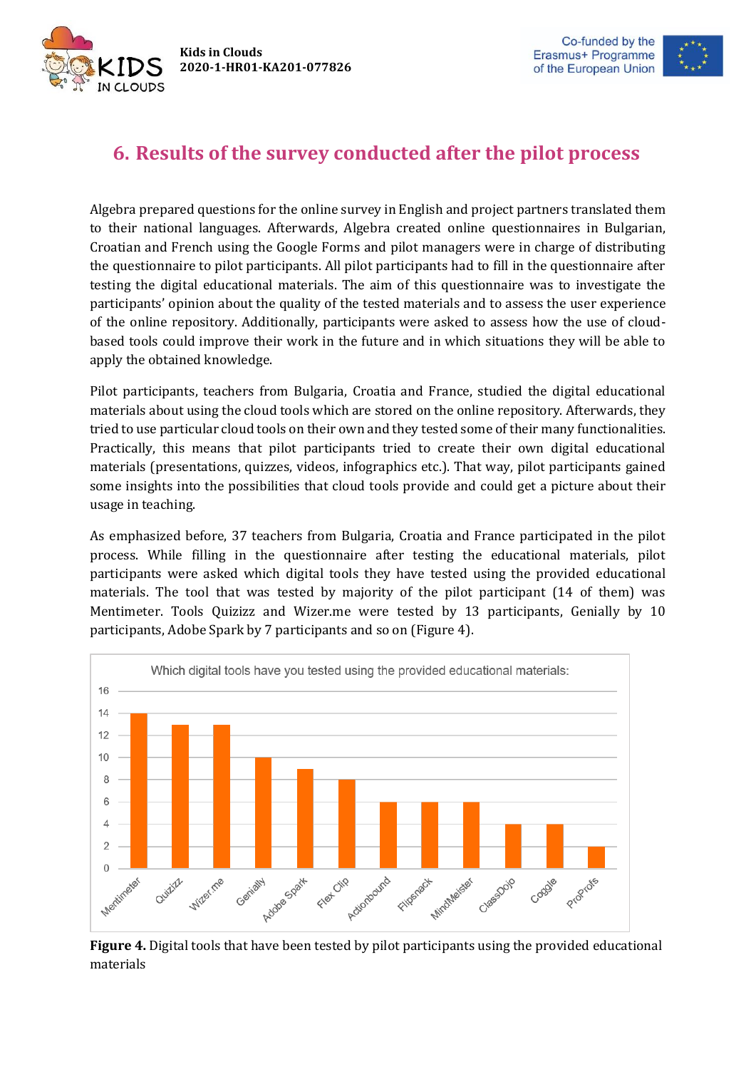# 6. Results of the survey conducted after the pilot process

Algebra prepared questions for the online survey in English and project partners translated them to their national languages. Afterwards, Algebra created online questionnaires in Bulgarian, Croatian and French using the Google Forms and pilot managers were in charge of distributing the questionnaire to pilot participants. All pilot participants had to fill in the questionnaire after testing the digital educational materials. The aim of this questionnaire was to investigate the participants' opinion about the quality of the tested materials and to assess the user experience of the online repository. Additionally, participants were asked to assess how the use of cloud-based tools could improve their work in the future and in which situations they will be able to apply the obtained knowledge.

Pilot participants, teachers from Bulgaria, Croatia and France, studied the digital educational materials about using the cloud tools which are stored on the online repository. Afterwards, they tried to use particular cloud tools on their own and they tested some of their many functionalities. Practically, this means that pilot participants tried to create their own digital educational materials (presentations, quizzes, videos, infographics etc.). That way, pilot participants gained some insights into the possibilities that cloud tools provide and could get a picture about their usage in teaching.

As emphasized before, 37 teachers from Bulgaria, Croatia and France participated in the pilot process. While filling in the questionnaire after testing the educational materials, pilot participants were asked which digital tools they have tested using the provided educational materials. The tool that was tested by majority of the pilot participant (14 of them) was Mentimeter. Tools Quizizz and Wizer.me were tested by 13 participants, Genially by 10 participants, Adobe Spark by 7 participants and so on (Figure 4).

Which digital tools have you tested using the provided educational materials:

| Tool | Number of participants |
|---|---|
| Mentimeter | 14 |
| Quizizz | 13 |
| Wizer.me | 13 |
| Genially | 10 |
| Adobe Spark | 9 |
| Flex Clip | 8 |
| Actionbound | 6 |
| Flipsnack | 6 |
| MindMeister | 6 |
| ClassDojo | 4 |
| Coggle | 4 |
| ProProfs | 2 |

**Figure 4.** Digital tools that have been tested by pilot participants using the provided educational materials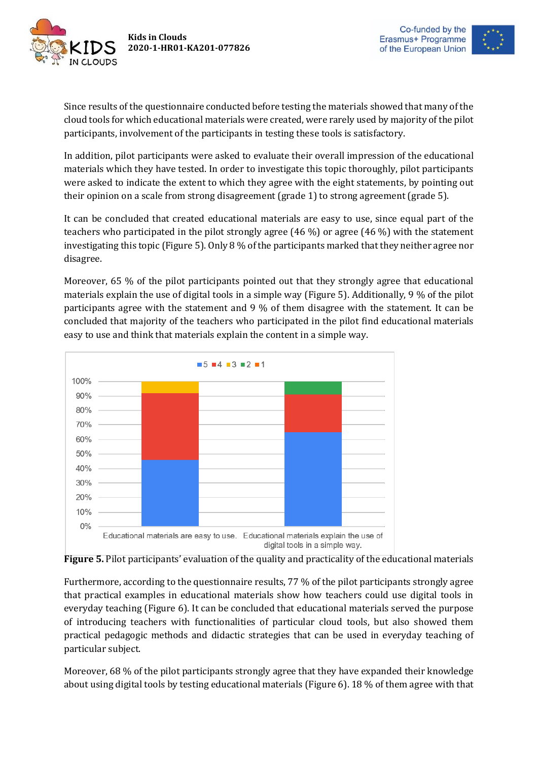Since results of the questionnaire conducted before testing the materials showed that many of the cloud tools for which educational materials were created, were rarely used by majority of the pilot participants, involvement of the participants in testing these tools is satisfactory.

In addition, pilot participants were asked to evaluate their overall impression of the educational materials which they have tested. In order to investigate this topic thoroughly, pilot participants were asked to indicate the extent to which they agree with the eight statements, by pointing out their opinion on a scale from strong disagreement (grade 1) to strong agreement (grade 5).

It can be concluded that created educational materials are easy to use, since equal part of the teachers who participated in the pilot strongly agree (46 %) or agree (46 %) with the statement investigating this topic (Figure 5). Only 8 % of the participants marked that they neither agree nor disagree.

Moreover, 65 % of the pilot participants pointed out that they strongly agree that educational materials explain the use of digital tools in a simple way (Figure 5). Additionally, 9 % of the pilot participants agree with the statement and 9 % of them disagree with the statement. It can be concluded that majority of the teachers who participated in the pilot find educational materials easy to use and think that materials explain the content in a simple way.

**Figure 5.** Pilot participants' evaluation of the quality and practicality of the educational materials

Furthermore, according to the questionnaire results, 77 % of the pilot participants strongly agree that practical examples in educational materials show how teachers could use digital tools in everyday teaching (Figure 6). It can be concluded that educational materials served the purpose of introducing teachers with functionalities of particular cloud tools, but also showed them practical pedagogic methods and didactic strategies that can be used in everyday teaching of particular subject.

Moreover, 68 % of the pilot participants strongly agree that they have expanded their knowledge about using digital tools by testing educational materials (Figure 6). 18 % of them agree with that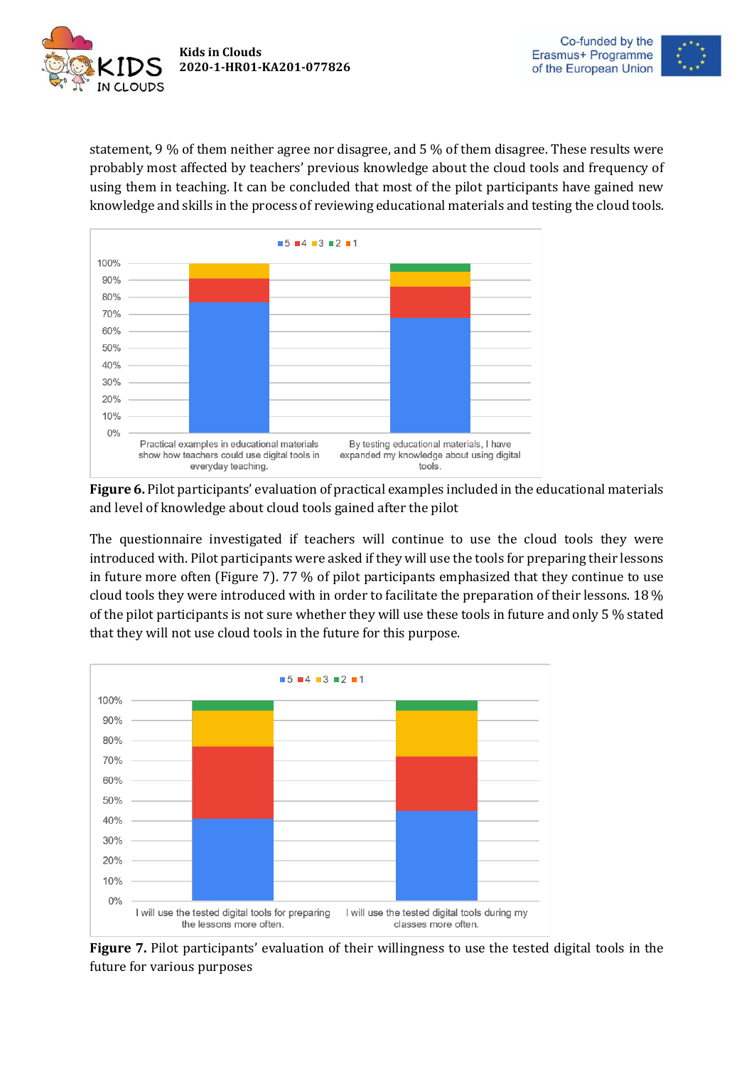statement, 9 % of them neither agree nor disagree, and 5 % of them disagree. These results were probably most affected by teachers' previous knowledge about the cloud tools and frequency of using them in teaching. It can be concluded that most of the pilot participants have gained new knowledge and skills in the process of reviewing educational materials and testing the cloud tools.

**Figure 6.** Pilot participants' evaluation of practical examples included in the educational materials and level of knowledge about cloud tools gained after the pilot

The questionnaire investigated if teachers will continue to use the cloud tools they were introduced with. Pilot participants were asked if they will use the tools for preparing their lessons in future more often (Figure 7). 77 % of pilot participants emphasized that they continue to use cloud tools they were introduced with in order to facilitate the preparation of their lessons. 18 % of the pilot participants is not sure whether they will use these tools in future and only 5 % stated that they will not use cloud tools in the future for this purpose.

**Figure 7.** Pilot participants' evaluation of their willingness to use the tested digital tools in the future for various purposes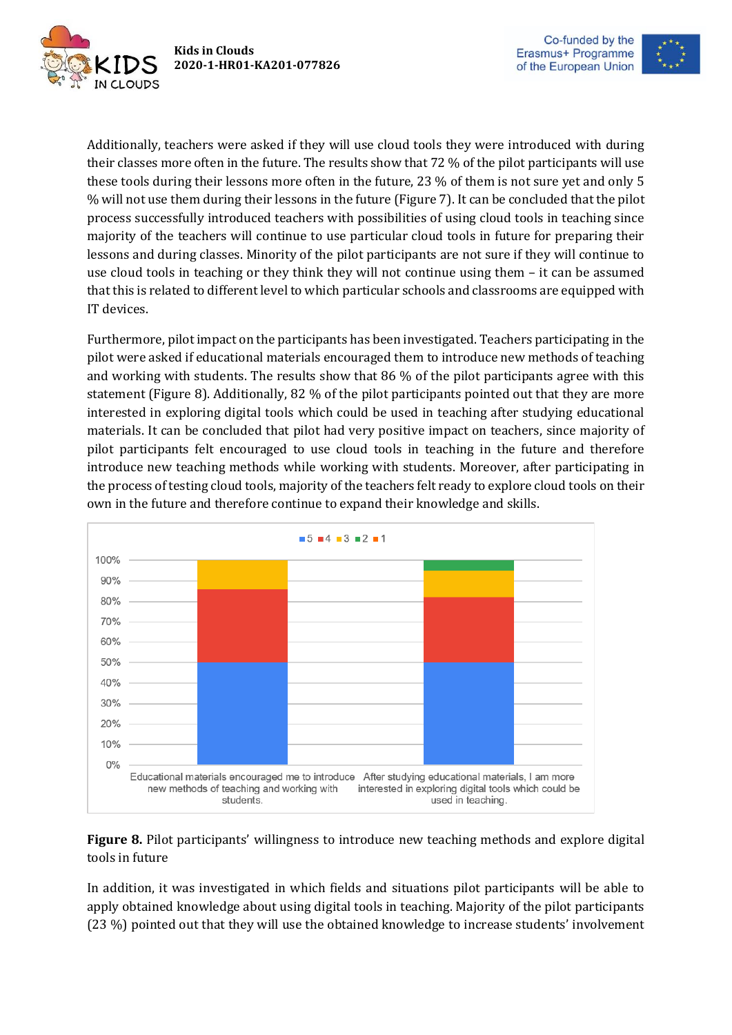Additionally, teachers were asked if they will use cloud tools they were introduced with during their classes more often in the future. The results show that 72 % of the pilot participants will use these tools during their lessons more often in the future, 23 % of them is not sure yet and only 5 % will not use them during their lessons in the future (Figure 7). It can be concluded that the pilot process successfully introduced teachers with possibilities of using cloud tools in teaching since majority of the teachers will continue to use particular cloud tools in future for preparing their lessons and during classes. Minority of the pilot participants are not sure if they will continue to use cloud tools in teaching or they think they will not continue using them – it can be assumed that this is related to different level to which particular schools and classrooms are equipped with IT devices.

Furthermore, pilot impact on the participants has been investigated. Teachers participating in the pilot were asked if educational materials encouraged them to introduce new methods of teaching and working with students. The results show that 86 % of the pilot participants agree with this statement (Figure 8). Additionally, 82 % of the pilot participants pointed out that they are more interested in exploring digital tools which could be used in teaching after studying educational materials. It can be concluded that pilot had very positive impact on teachers, since majority of pilot participants felt encouraged to use cloud tools in teaching in the future and therefore introduce new teaching methods while working with students. Moreover, after participating in the process of testing cloud tools, majority of the teachers felt ready to explore cloud tools on their own in the future and therefore continue to expand their knowledge and skills.

**Figure 8.** Pilot participants' willingness to introduce new teaching methods and explore digital tools in future

In addition, it was investigated in which fields and situations pilot participants will be able to apply obtained knowledge about using digital tools in teaching. Majority of the pilot participants (23 %) pointed out that they will use the obtained knowledge to increase students' involvement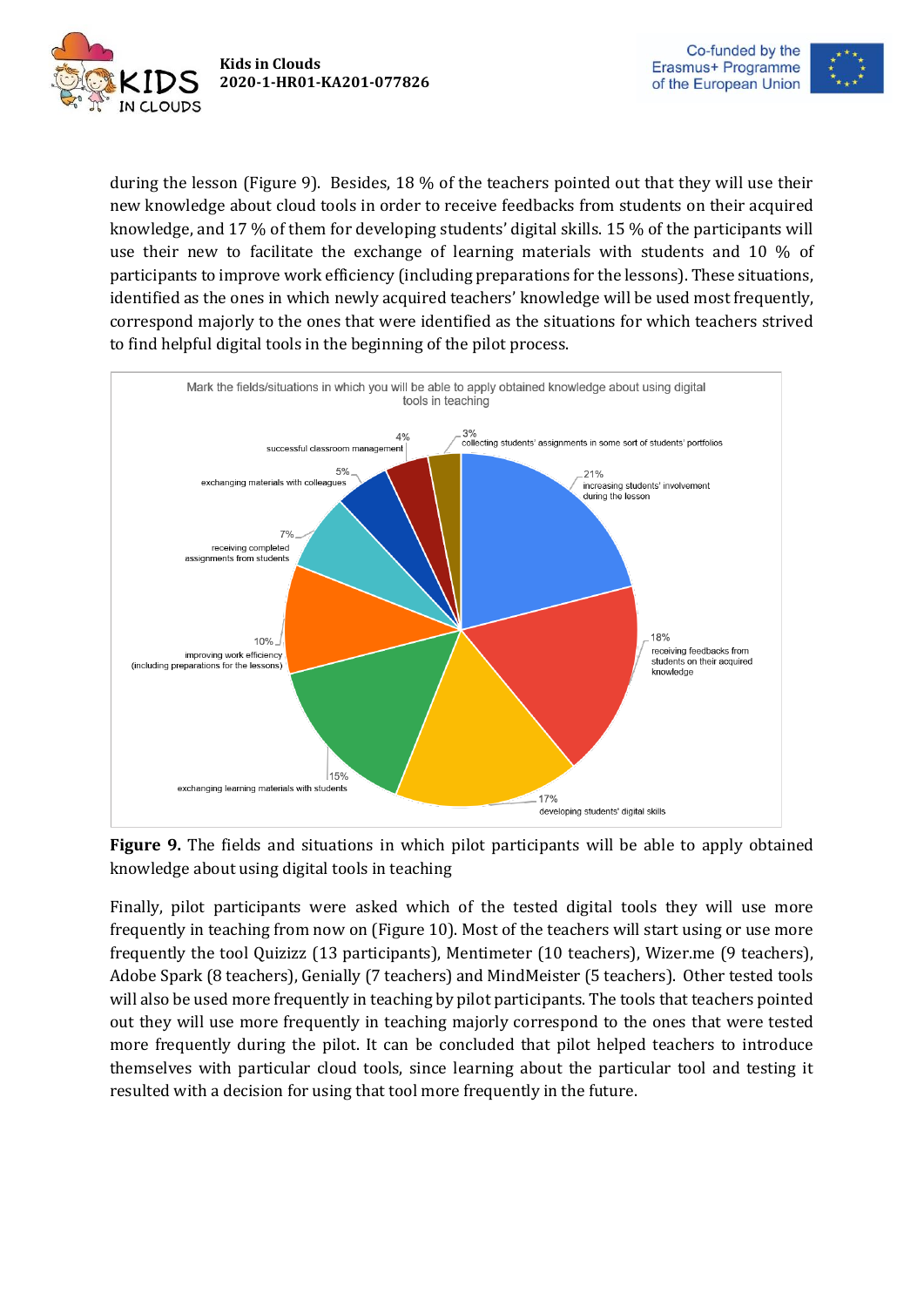during the lesson (Figure 9). Besides, 18 % of the teachers pointed out that they will use their new knowledge about cloud tools in order to receive feedbacks from students on their acquired knowledge, and 17 % of them for developing students' digital skills. 15 % of the participants will use their new to facilitate the exchange of learning materials with students and 10 % of participants to improve work efficiency (including preparations for the lessons). These situations, identified as the ones in which newly acquired teachers' knowledge will be used most frequently, correspond majorly to the ones that were identified as the situations for which teachers strived to find helpful digital tools in the beginning of the pilot process.

Mark the fields/situations in which you will be able to apply obtained knowledge about using digital tools in teaching

| Field/situation | Share |
| --- | --- |
| increasing students' involvement during the lesson | 21% |
| receiving feedbacks from students on their acquired knowledge | 18% |
| developing students' digital skills | 17% |
| exchanging learning materials with students | 15% |
| improving work efficiency (including preparations for the lessons) | 10% |
| receiving completed assignments from students | 7% |
| exchanging materials with colleagues | 5% |
| successful classroom management | 4% |
| collecting students' assignments in some sort of students' portfolios | 3% |

**Figure 9.** The fields and situations in which pilot participants will be able to apply obtained knowledge about using digital tools in teaching

Finally, pilot participants were asked which of the tested digital tools they will use more frequently in teaching from now on (Figure 10). Most of the teachers will start using or use more frequently the tool Quizizz (13 participants), Mentimeter (10 teachers), Wizer.me (9 teachers), Adobe Spark (8 teachers), Genially (7 teachers) and MindMeister (5 teachers). Other tested tools will also be used more frequently in teaching by pilot participants. The tools that teachers pointed out they will use more frequently in teaching majorly correspond to the ones that were tested more frequently during the pilot. It can be concluded that pilot helped teachers to introduce themselves with particular cloud tools, since learning about the particular tool and testing it resulted with a decision for using that tool more frequently in the future.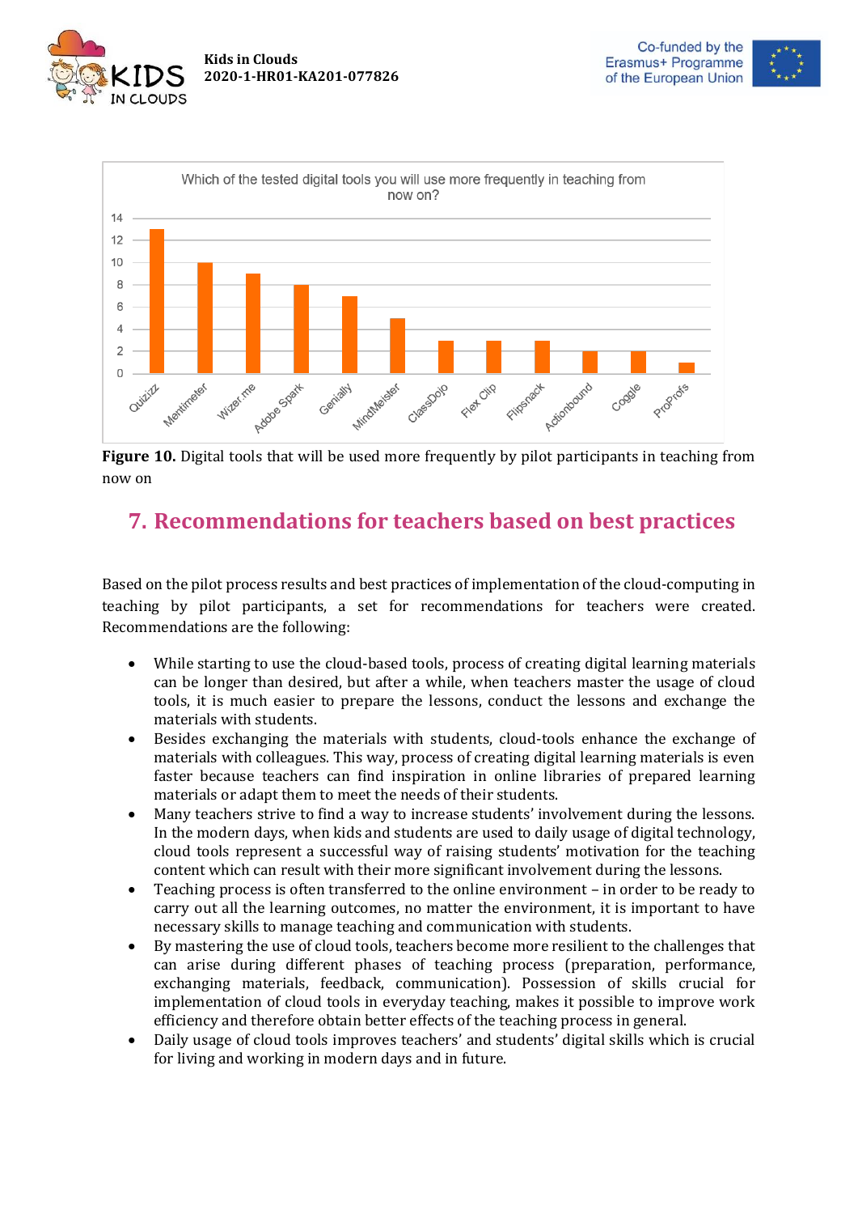Which of the tested digital tools you will use more frequently in teaching from now on?

14
12
10
8
6
4
2
0

Quizizz
Mentimeter
Wizer.me
Adobe Spark
Genially
MindMeister
ClassDojo
Flex Clip
Flipsnack
Actionbound
Coggle
ProProfs

**Figure 10.** Digital tools that will be used more frequently by pilot participants in teaching from now on

## 7. Recommendations for teachers based on best practices

Based on the pilot process results and best practices of implementation of the cloud-computing in teaching by pilot participants, a set for recommendations for teachers were created. Recommendations are the following:

- While starting to use the cloud-based tools, process of creating digital learning materials can be longer than desired, but after a while, when teachers master the usage of cloud tools, it is much easier to prepare the lessons, conduct the lessons and exchange the materials with students.
- Besides exchanging the materials with students, cloud-tools enhance the exchange of materials with colleagues. This way, process of creating digital learning materials is even faster because teachers can find inspiration in online libraries of prepared learning materials or adapt them to meet the needs of their students.
- Many teachers strive to find a way to increase students' involvement during the lessons. In the modern days, when kids and students are used to daily usage of digital technology, cloud tools represent a successful way of raising students' motivation for the teaching content which can result with their more significant involvement during the lessons.
- Teaching process is often transferred to the online environment – in order to be ready to carry out all the learning outcomes, no matter the environment, it is important to have necessary skills to manage teaching and communication with students.
- By mastering the use of cloud tools, teachers become more resilient to the challenges that can arise during different phases of teaching process (preparation, performance, exchanging materials, feedback, communication). Possession of skills crucial for implementation of cloud tools in everyday teaching, makes it possible to improve work efficiency and therefore obtain better effects of the teaching process in general.
- Daily usage of cloud tools improves teachers' and students' digital skills which is crucial for living and working in modern days and in future.